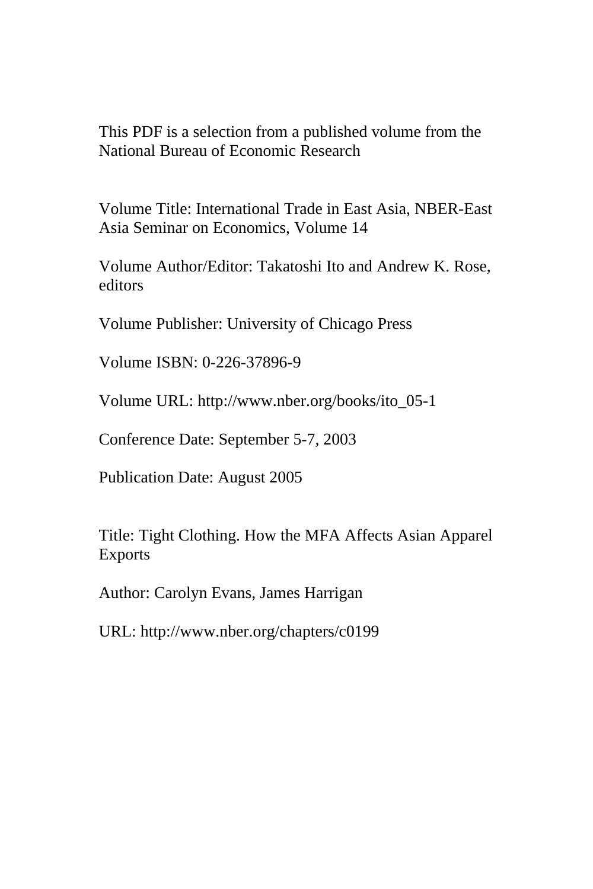This PDF is a selection from a published volume from the National Bureau of Economic Research

Volume Title: International Trade in East Asia, NBER-East Asia Seminar on Economics, Volume 14

Volume Author/Editor: Takatoshi Ito and Andrew K. Rose, editors

Volume Publisher: University of Chicago Press

Volume ISBN: 0-226-37896-9

Volume URL: http://www.nber.org/books/ito_05-1

Conference Date: September 5-7, 2003

Publication Date: August 2005

Title: Tight Clothing. How the MFA Affects Asian Apparel Exports

Author: Carolyn Evans, James Harrigan

URL: http://www.nber.org/chapters/c0199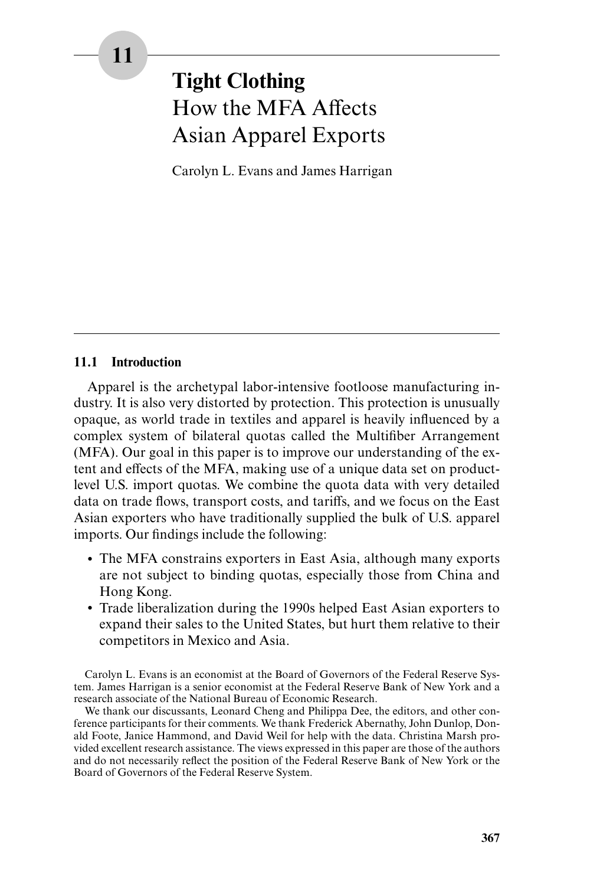# 11 Tight Clothing: How the MFA Affects Asian Apparel Exports

Carolyn L. Evans and James Harrigan

## 11.1 Introduction

Apparel is the archetypal labor-intensive footloose manufacturing industry. It is also very distorted by protection. This protection is unusually opaque, as world trade in textiles and apparel is heavily influenced by a complex system of bilateral quotas called the Multifiber Arrangement (MFA). Our goal in this paper is to improve our understanding of the extent and effects of the MFA, making use of a unique data set on product-level U.S. import quotas. We combine the quota data with very detailed data on trade flows, transport costs, and tariffs, and we focus on the East Asian exporters who have traditionally supplied the bulk of U.S. apparel imports. Our findings include the following:

- The MFA constrains exporters in East Asia, although many exports are not subject to binding quotas, especially those from China and Hong Kong.
- Trade liberalization during the 1990s helped East Asian exporters to expand their sales to the United States, but hurt them relative to their competitors in Mexico and Asia.

Carolyn L. Evans is an economist at the Board of Governors of the Federal Reserve System. James Harrigan is a senior economist at the Federal Reserve Bank of New York and a research associate of the National Bureau of Economic Research.

We thank our discussants, Leonard Cheng and Philippa Dee, the editors, and other conference participants for their comments. We thank Frederick Abernathy, John Dunlop, Donald Foote, Janice Hammond, and David Weil for help with the data. Christina Marsh provided excellent research assistance. The views expressed in this paper are those of the authors and do not necessarily reflect the position of the Federal Reserve Bank of New York or the Board of Governors of the Federal Reserve System.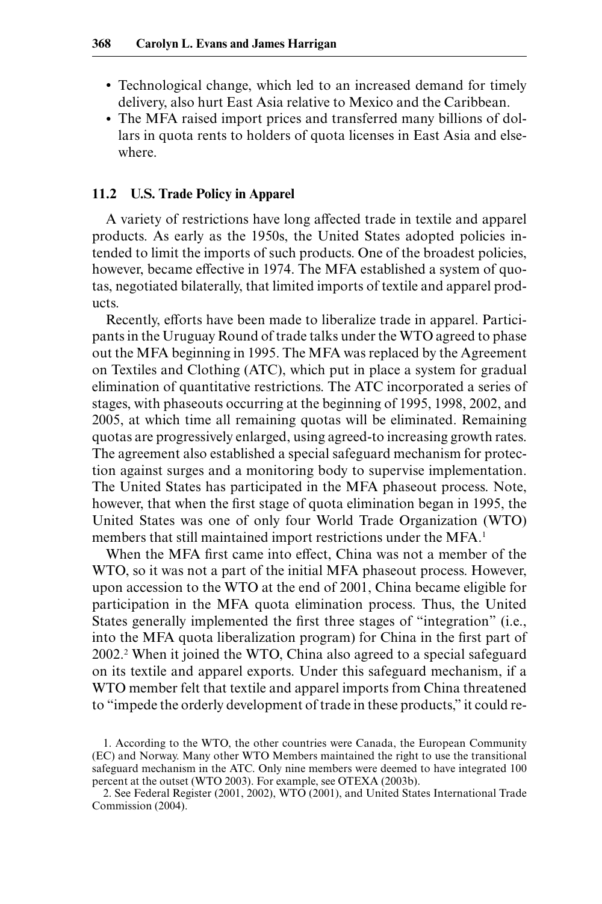- Technological change, which led to an increased demand for timely delivery, also hurt East Asia relative to Mexico and the Caribbean.
- The MFA raised import prices and transferred many billions of dollars in quota rents to holders of quota licenses in East Asia and elsewhere.

## 11.2 U.S. Trade Policy in Apparel

A variety of restrictions have long affected trade in textile and apparel products. As early as the 1950s, the United States adopted policies intended to limit the imports of such products. One of the broadest policies, however, became effective in 1974. The MFA established a system of quotas, negotiated bilaterally, that limited imports of textile and apparel products.

Recently, efforts have been made to liberalize trade in apparel. Participants in the Uruguay Round of trade talks under the WTO agreed to phase out the MFA beginning in 1995. The MFA was replaced by the Agreement on Textiles and Clothing (ATC), which put in place a system for gradual elimination of quantitative restrictions. The ATC incorporated a series of stages, with phaseouts occurring at the beginning of 1995, 1998, 2002, and 2005, at which time all remaining quotas will be eliminated. Remaining quotas are progressively enlarged, using agreed-to increasing growth rates. The agreement also established a special safeguard mechanism for protection against surges and a monitoring body to supervise implementation. The United States has participated in the MFA phaseout process. Note, however, that when the first stage of quota elimination began in 1995, the United States was one of only four World Trade Organization (WTO) members that still maintained import restrictions under the MFA.[1]

When the MFA first came into effect, China was not a member of the WTO, so it was not a part of the initial MFA phaseout process. However, upon accession to the WTO at the end of 2001, China became eligible for participation in the MFA quota elimination process. Thus, the United States generally implemented the first three stages of "integration" (i.e., into the MFA quota liberalization program) for China in the first part of 2002.[2] When it joined the WTO, China also agreed to a special safeguard on its textile and apparel exports. Under this safeguard mechanism, if a WTO member felt that textile and apparel imports from China threatened to "impede the orderly development of trade in these products," it could re-

1. According to the WTO, the other countries were Canada, the European Community (EC) and Norway. Many other WTO Members maintained the right to use the transitional safeguard mechanism in the ATC. Only nine members were deemed to have integrated 100 percent at the outset (WTO 2003). For example, see OTEXA (2003b).

2. See Federal Register (2001, 2002), WTO (2001), and United States International Trade Commission (2004).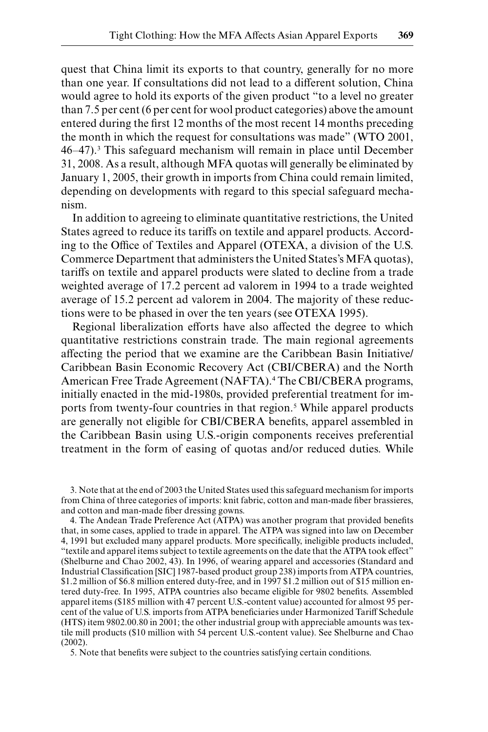quest that China limit its exports to that country, generally for no more than one year. If consultations did not lead to a different solution, China would agree to hold its exports of the given product "to a level no greater than 7.5 per cent (6 per cent for wool product categories) above the amount entered during the first 12 months of the most recent 14 months preceding the month in which the request for consultations was made" (WTO 2001, 46–47).[3] This safeguard mechanism will remain in place until December 31, 2008. As a result, although MFA quotas will generally be eliminated by January 1, 2005, their growth in imports from China could remain limited, depending on developments with regard to this special safeguard mechanism.

In addition to agreeing to eliminate quantitative restrictions, the United States agreed to reduce its tariffs on textile and apparel products. According to the Office of Textiles and Apparel (OTEXA, a division of the U.S. Commerce Department that administers the United States's MFA quotas), tariffs on textile and apparel products were slated to decline from a trade weighted average of 17.2 percent ad valorem in 1994 to a trade weighted average of 15.2 percent ad valorem in 2004. The majority of these reductions were to be phased in over the ten years (see OTEXA 1995).

Regional liberalization efforts have also affected the degree to which quantitative restrictions constrain trade. The main regional agreements affecting the period that we examine are the Caribbean Basin Initiative/Caribbean Basin Economic Recovery Act (CBI/CBERA) and the North American Free Trade Agreement (NAFTA).[4] The CBI/CBERA programs, initially enacted in the mid-1980s, provided preferential treatment for imports from twenty-four countries in that region.[5] While apparel products are generally not eligible for CBI/CBERA benefits, apparel assembled in the Caribbean Basin using U.S.-origin components receives preferential treatment in the form of easing of quotas and/or reduced duties. While

3. Note that at the end of 2003 the United States used this safeguard mechanism for imports from China of three categories of imports: knit fabric, cotton and man-made fiber brassieres, and cotton and man-made fiber dressing gowns.

4. The Andean Trade Preference Act (ATPA) was another program that provided benefits that, in some cases, applied to trade in apparel. The ATPA was signed into law on December 4, 1991 but excluded many apparel products. More specifically, ineligible products included, "textile and apparel items subject to textile agreements on the date that the ATPA took effect" (Shelburne and Chao 2002, 43). In 1996, of wearing apparel and accessories (Standard and Industrial Classification [SIC] 1987-based product group 238) imports from ATPA countries, \$1.2 million of \$6.8 million entered duty-free, and in 1997 \$1.2 million out of \$15 million entered duty-free. In 1995, ATPA countries also became eligible for 9802 benefits. Assembled apparel items (\$185 million with 47 percent U.S.-content value) accounted for almost 95 percent of the value of U.S. imports from ATPA beneficiaries under Harmonized Tariff Schedule (HTS) item 9802.00.80 in 2001; the other industrial group with appreciable amounts was textile mill products (\$10 million with 54 percent U.S.-content value). See Shelburne and Chao (2002).

5. Note that benefits were subject to the countries satisfying certain conditions.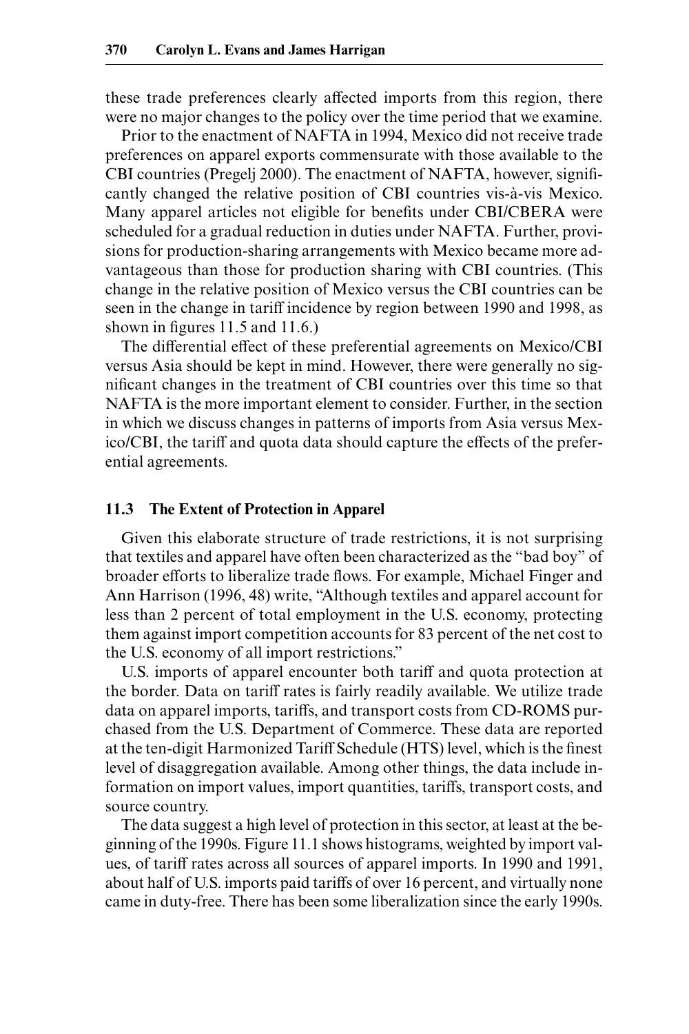these trade preferences clearly affected imports from this region, there were no major changes to the policy over the time period that we examine.

Prior to the enactment of NAFTA in 1994, Mexico did not receive trade preferences on apparel exports commensurate with those available to the CBI countries (Pregelj 2000). The enactment of NAFTA, however, significantly changed the relative position of CBI countries vis-à-vis Mexico. Many apparel articles not eligible for benefits under CBI/CBERA were scheduled for a gradual reduction in duties under NAFTA. Further, provisions for production-sharing arrangements with Mexico became more advantageous than those for production sharing with CBI countries. (This change in the relative position of Mexico versus the CBI countries can be seen in the change in tariff incidence by region between 1990 and 1998, as shown in figures 11.5 and 11.6.)

The differential effect of these preferential agreements on Mexico/CBI versus Asia should be kept in mind. However, there were generally no significant changes in the treatment of CBI countries over this time so that NAFTA is the more important element to consider. Further, in the section in which we discuss changes in patterns of imports from Asia versus Mexico/CBI, the tariff and quota data should capture the effects of the preferential agreements.

## 11.3 The Extent of Protection in Apparel

Given this elaborate structure of trade restrictions, it is not surprising that textiles and apparel have often been characterized as the "bad boy" of broader efforts to liberalize trade flows. For example, Michael Finger and Ann Harrison (1996, 48) write, "Although textiles and apparel account for less than 2 percent of total employment in the U.S. economy, protecting them against import competition accounts for 83 percent of the net cost to the U.S. economy of all import restrictions."

U.S. imports of apparel encounter both tariff and quota protection at the border. Data on tariff rates is fairly readily available. We utilize trade data on apparel imports, tariffs, and transport costs from CD-ROMS purchased from the U.S. Department of Commerce. These data are reported at the ten-digit Harmonized Tariff Schedule (HTS) level, which is the finest level of disaggregation available. Among other things, the data include information on import values, import quantities, tariffs, transport costs, and source country.

The data suggest a high level of protection in this sector, at least at the beginning of the 1990s. Figure 11.1 shows histograms, weighted by import values, of tariff rates across all sources of apparel imports. In 1990 and 1991, about half of U.S. imports paid tariffs of over 16 percent, and virtually none came in duty-free. There has been some liberalization since the early 1990s.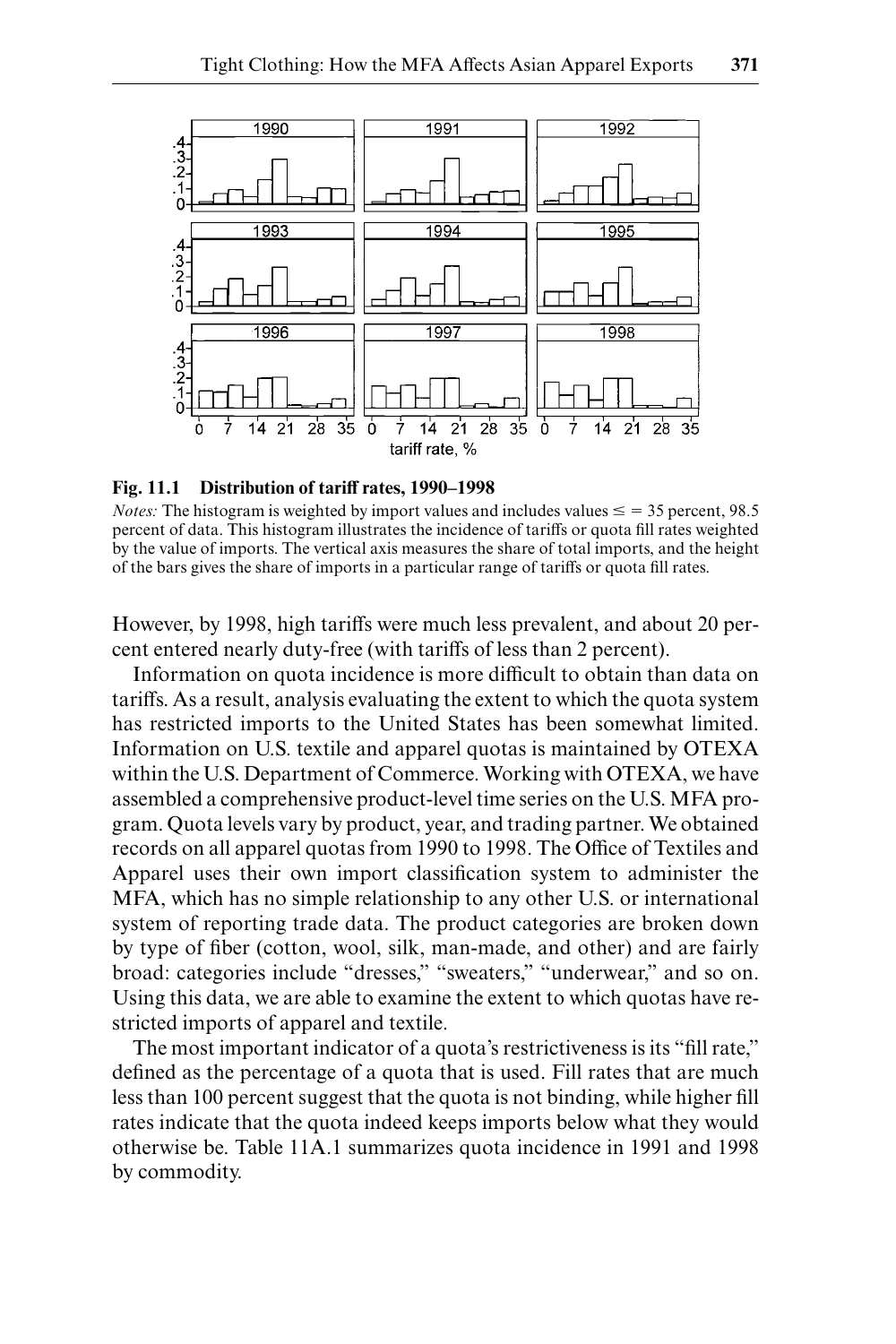1990

1991

1992

1993

1994

1995

1996

1997

1998

.4
.3
.2
.1
0

0 7 14 21 28 35 0 7 14 21 28 35 0 7 14 21 28 35

tariff rate, %

**Fig. 11.1 Distribution of tariff rates, 1990–1998**

*Notes:* The histogram is weighted by import values and includes values ≤ = 35 percent, 98.5 percent of data. This histogram illustrates the incidence of tariffs or quota fill rates weighted by the value of imports. The vertical axis measures the share of total imports, and the height of the bars gives the share of imports in a particular range of tariffs or quota fill rates.

However, by 1998, high tariffs were much less prevalent, and about 20 percent entered nearly duty-free (with tariffs of less than 2 percent).

Information on quota incidence is more difficult to obtain than data on tariffs. As a result, analysis evaluating the extent to which the quota system has restricted imports to the United States has been somewhat limited. Information on U.S. textile and apparel quotas is maintained by OTEXA within the U.S. Department of Commerce. Working with OTEXA, we have assembled a comprehensive product-level time series on the U.S. MFA program. Quota levels vary by product, year, and trading partner. We obtained records on all apparel quotas from 1990 to 1998. The Office of Textiles and Apparel uses their own import classification system to administer the MFA, which has no simple relationship to any other U.S. or international system of reporting trade data. The product categories are broken down by type of fiber (cotton, wool, silk, man-made, and other) and are fairly broad: categories include "dresses," "sweaters," "underwear," and so on. Using this data, we are able to examine the extent to which quotas have restricted imports of apparel and textile.

The most important indicator of a quota's restrictiveness is its "fill rate," defined as the percentage of a quota that is used. Fill rates that are much less than 100 percent suggest that the quota is not binding, while higher fill rates indicate that the quota indeed keeps imports below what they would otherwise be. Table 11A.1 summarizes quota incidence in 1991 and 1998 by commodity.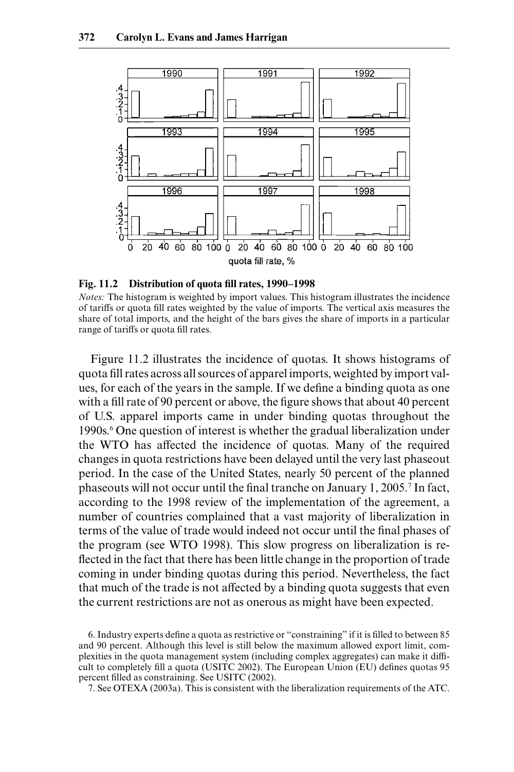**Fig. 11.2 Distribution of quota fill rates, 1990–1998**

*Notes:* The histogram is weighted by import values. This histogram illustrates the incidence of tariffs or quota fill rates weighted by the value of imports. The vertical axis measures the share of total imports, and the height of the bars gives the share of imports in a particular range of tariffs or quota fill rates.

Figure 11.2 illustrates the incidence of quotas. It shows histograms of quota fill rates across all sources of apparel imports, weighted by import values, for each of the years in the sample. If we define a binding quota as one with a fill rate of 90 percent or above, the figure shows that about 40 percent of U.S. apparel imports came in under binding quotas throughout the 1990s.[6] One question of interest is whether the gradual liberalization under the WTO has affected the incidence of quotas. Many of the required changes in quota restrictions have been delayed until the very last phaseout period. In the case of the United States, nearly 50 percent of the planned phaseouts will not occur until the final tranche on January 1, 2005.[7] In fact, according to the 1998 review of the implementation of the agreement, a number of countries complained that a vast majority of liberalization in terms of the value of trade would indeed not occur until the final phases of the program (see WTO 1998). This slow progress on liberalization is reflected in the fact that there has been little change in the proportion of trade coming in under binding quotas during this period. Nevertheless, the fact that much of the trade is not affected by a binding quota suggests that even the current restrictions are not as onerous as might have been expected.

6. Industry experts define a quota as restrictive or "constraining" if it is filled to between 85 and 90 percent. Although this level is still below the maximum allowed export limit, complexities in the quota management system (including complex aggregates) can make it difficult to completely fill a quota (USITC 2002). The European Union (EU) defines quotas 95 percent filled as constraining. See USITC (2002).

7. See OTEXA (2003a). This is consistent with the liberalization requirements of the ATC.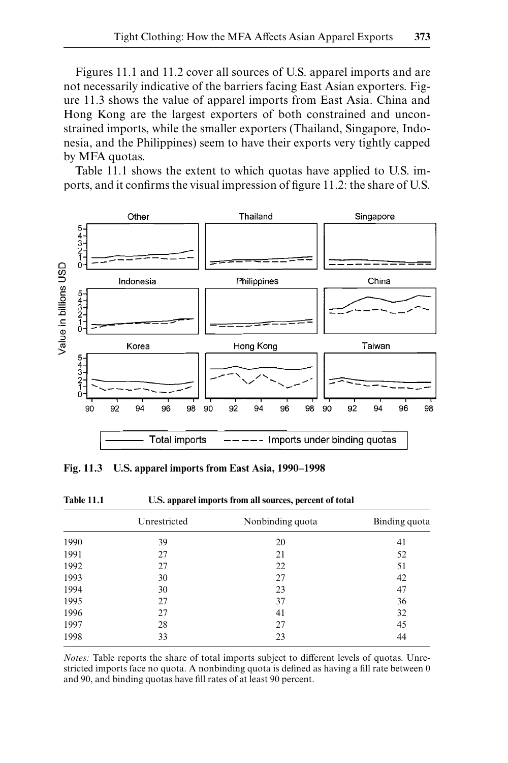Figures 11.1 and 11.2 cover all sources of U.S. apparel imports and are not necessarily indicative of the barriers facing East Asian exporters. Figure 11.3 shows the value of apparel imports from East Asia. China and Hong Kong are the largest exporters of both constrained and unconstrained imports, while the smaller exporters (Thailand, Singapore, Indonesia, and the Philippines) seem to have their exports very tightly capped by MFA quotas.

Table 11.1 shows the extent to which quotas have applied to U.S. imports, and it confirms the visual impression of figure 11.2: the share of U.S.

**Fig. 11.3 U.S. apparel imports from East Asia, 1990–1998**

**Table 11.1 U.S. apparel imports from all sources, percent of total**

| | Unrestricted | Nonbinding quota | Binding quota |
|---|---|---|---|
| 1990 | 39 | 20 | 41 |
| 1991 | 27 | 21 | 52 |
| 1992 | 27 | 22 | 51 |
| 1993 | 30 | 27 | 42 |
| 1994 | 30 | 23 | 47 |
| 1995 | 27 | 37 | 36 |
| 1996 | 27 | 41 | 32 |
| 1997 | 28 | 27 | 45 |
| 1998 | 33 | 23 | 44 |

*Notes:* Table reports the share of total imports subject to different levels of quotas. Unrestricted imports face no quota. A nonbinding quota is defined as having a fill rate between 0 and 90, and binding quotas have fill rates of at least 90 percent.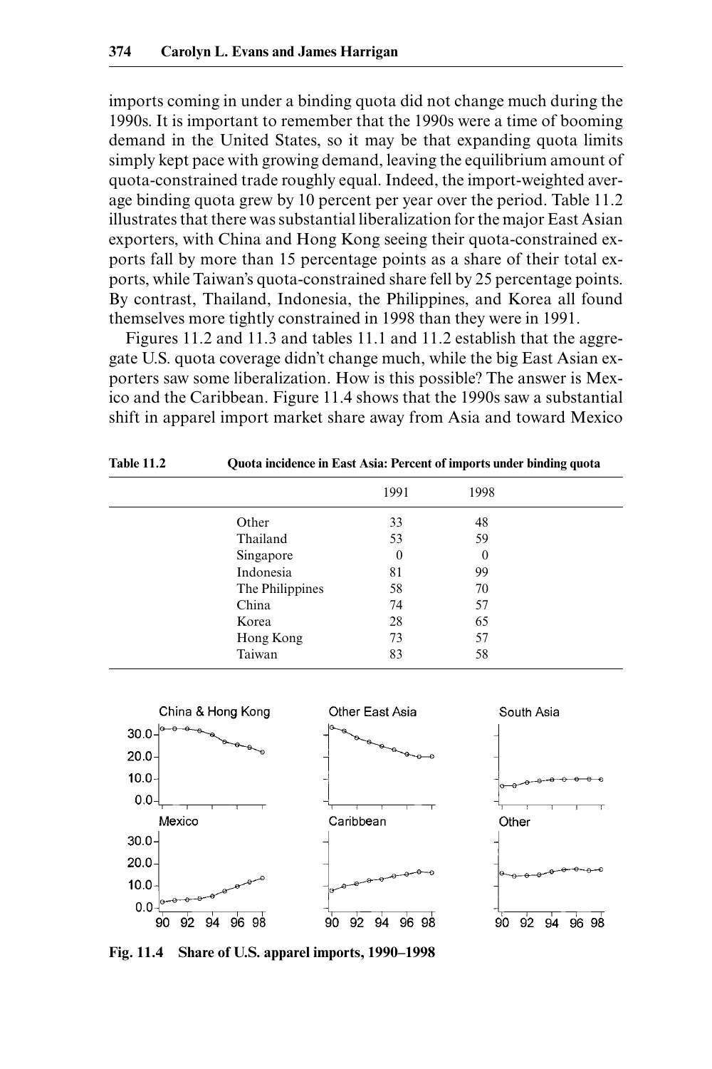imports coming in under a binding quota did not change much during the 1990s. It is important to remember that the 1990s were a time of booming demand in the United States, so it may be that expanding quota limits simply kept pace with growing demand, leaving the equilibrium amount of quota-constrained trade roughly equal. Indeed, the import-weighted average binding quota grew by 10 percent per year over the period. Table 11.2 illustrates that there was substantial liberalization for the major East Asian exporters, with China and Hong Kong seeing their quota-constrained exports fall by more than 15 percentage points as a share of their total exports, while Taiwan's quota-constrained share fell by 25 percentage points. By contrast, Thailand, Indonesia, the Philippines, and Korea all found themselves more tightly constrained in 1998 than they were in 1991.

Figures 11.2 and 11.3 and tables 11.1 and 11.2 establish that the aggregate U.S. quota coverage didn't change much, while the big East Asian exporters saw some liberalization. How is this possible? The answer is Mexico and the Caribbean. Figure 11.4 shows that the 1990s saw a substantial shift in apparel import market share away from Asia and toward Mexico

**Table 11.2 Quota incidence in East Asia: Percent of imports under binding quota**

| | 1991 | 1998 |
|---|---|---|
| Other | 33 | 48 |
| Thailand | 53 | 59 |
| Singapore | 0 | 0 |
| Indonesia | 81 | 99 |
| The Philippines | 58 | 70 |
| China | 74 | 57 |
| Korea | 28 | 65 |
| Hong Kong | 73 | 57 |
| Taiwan | 83 | 58 |

**Fig. 11.4 Share of U.S. apparel imports, 1990–1998**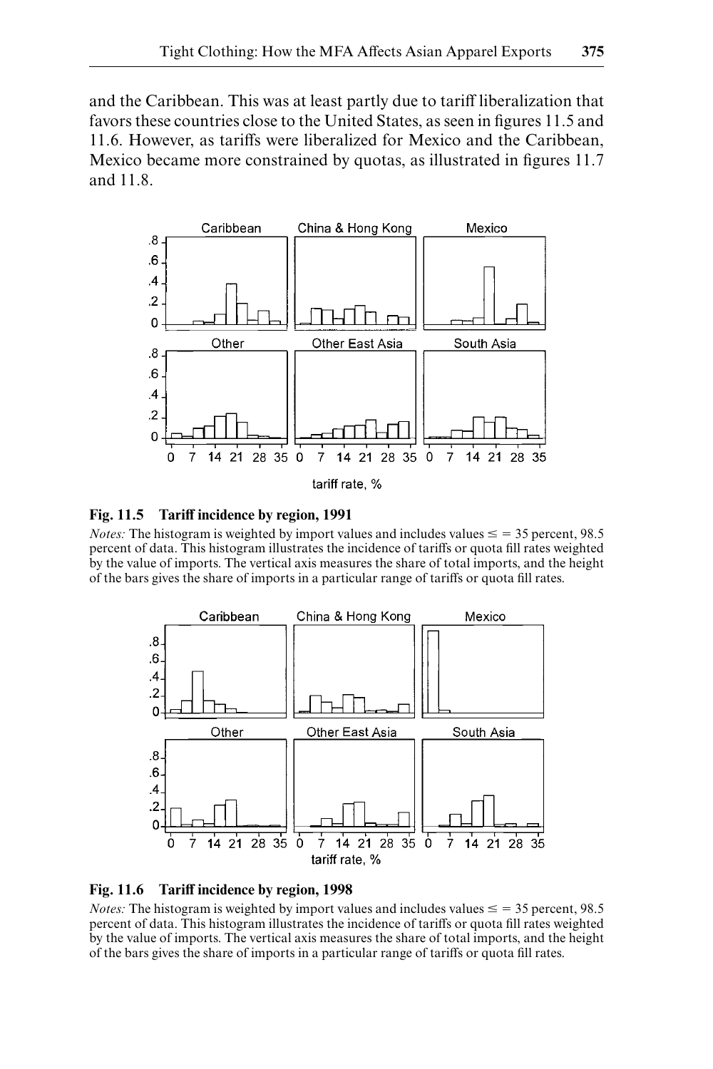and the Caribbean. This was at least partly due to tariff liberalization that favors these countries close to the United States, as seen in figures 11.5 and 11.6. However, as tariffs were liberalized for Mexico and the Caribbean, Mexico became more constrained by quotas, as illustrated in figures 11.7 and 11.8.

**Fig. 11.5 Tariff incidence by region, 1991**

*Notes:* The histogram is weighted by import values and includes values ≤ = 35 percent, 98.5 percent of data. This histogram illustrates the incidence of tariffs or quota fill rates weighted by the value of imports. The vertical axis measures the share of total imports, and the height of the bars gives the share of imports in a particular range of tariffs or quota fill rates.

**Fig. 11.6 Tariff incidence by region, 1998**

*Notes:* The histogram is weighted by import values and includes values ≤ = 35 percent, 98.5 percent of data. This histogram illustrates the incidence of tariffs or quota fill rates weighted by the value of imports. The vertical axis measures the share of total imports, and the height of the bars gives the share of imports in a particular range of tariffs or quota fill rates.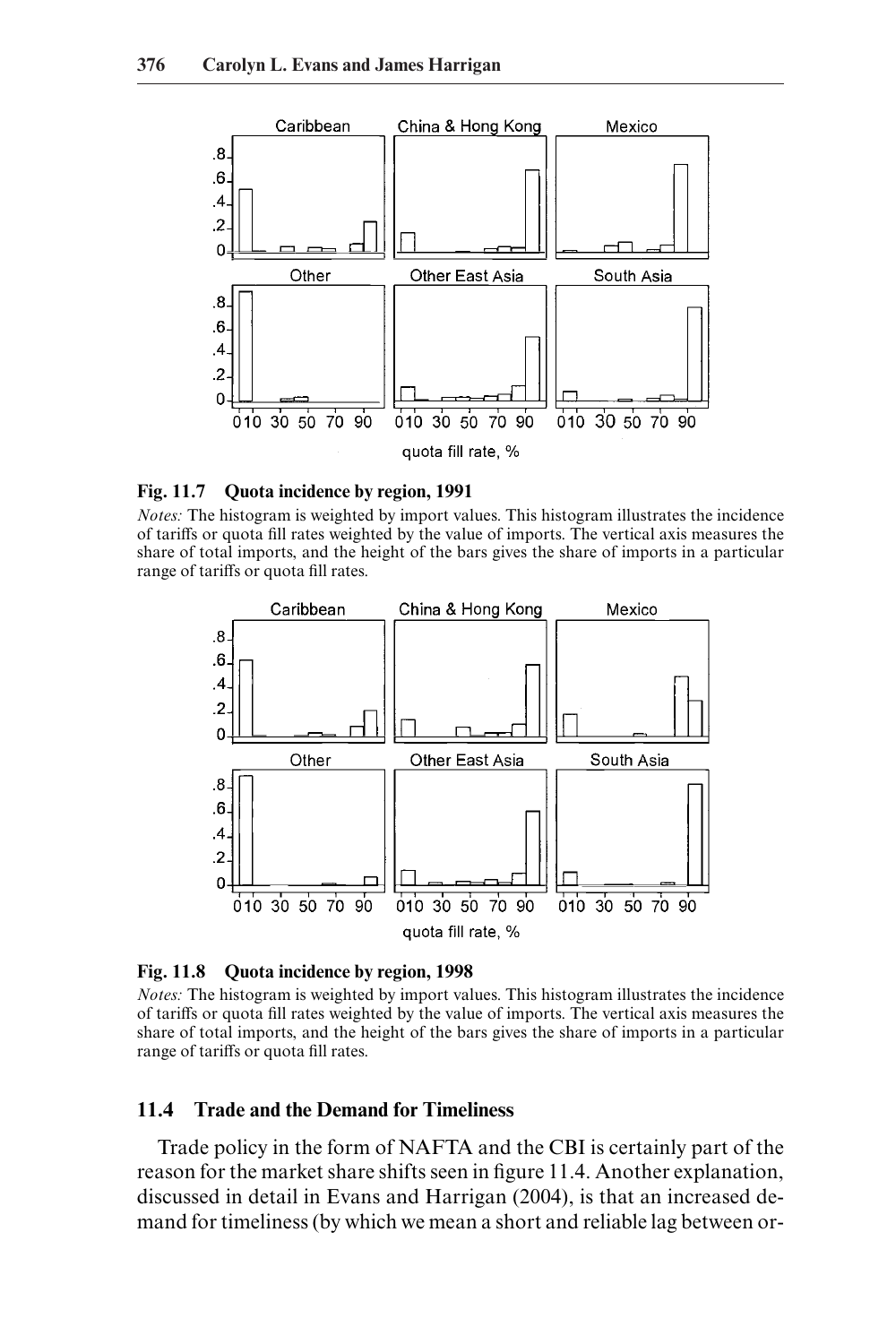**Fig. 11.7 Quota incidence by region, 1991**

*Notes:* The histogram is weighted by import values. This histogram illustrates the incidence of tariffs or quota fill rates weighted by the value of imports. The vertical axis measures the share of total imports, and the height of the bars gives the share of imports in a particular range of tariffs or quota fill rates.

**Fig. 11.8 Quota incidence by region, 1998**

*Notes:* The histogram is weighted by import values. This histogram illustrates the incidence of tariffs or quota fill rates weighted by the value of imports. The vertical axis measures the share of total imports, and the height of the bars gives the share of imports in a particular range of tariffs or quota fill rates.

## 11.4 Trade and the Demand for Timeliness

Trade policy in the form of NAFTA and the CBI is certainly part of the reason for the market share shifts seen in figure 11.4. Another explanation, discussed in detail in Evans and Harrigan (2004), is that an increased demand for timeliness (by which we mean a short and reliable lag between or-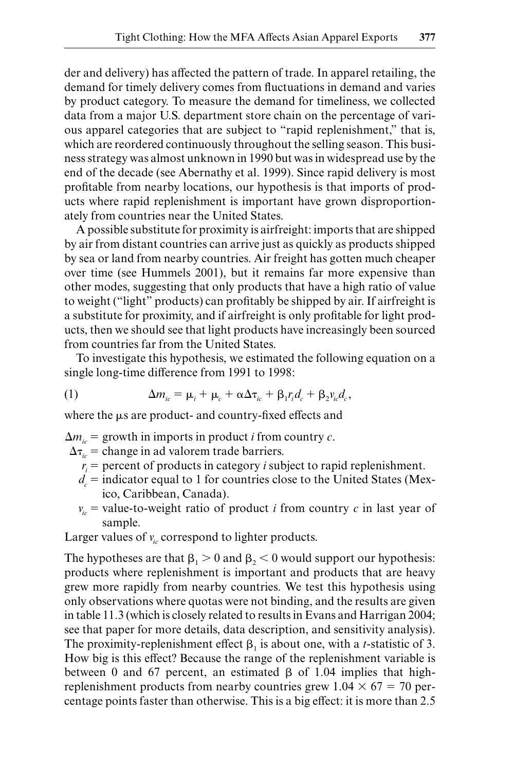der and delivery) has affected the pattern of trade. In apparel retailing, the demand for timely delivery comes from fluctuations in demand and varies by product category. To measure the demand for timeliness, we collected data from a major U.S. department store chain on the percentage of various apparel categories that are subject to "rapid replenishment," that is, which are reordered continuously throughout the selling season. This business strategy was almost unknown in 1990 but was in widespread use by the end of the decade (see Abernathy et al. 1999). Since rapid delivery is most profitable from nearby locations, our hypothesis is that imports of products where rapid replenishment is important have grown disproportionately from countries near the United States.

A possible substitute for proximity is airfreight: imports that are shipped by air from distant countries can arrive just as quickly as products shipped by sea or land from nearby countries. Air freight has gotten much cheaper over time (see Hummels 2001), but it remains far more expensive than other modes, suggesting that only products that have a high ratio of value to weight ("light" products) can profitably be shipped by air. If airfreight is a substitute for proximity, and if airfreight is only profitable for light products, then we should see that light products have increasingly been sourced from countries far from the United States.

To investigate this hypothesis, we estimated the following equation on a single long-time difference from 1991 to 1998:

$$\Delta m_{ic} = \mu_i + \mu_c + \alpha \Delta \tau_{ic} + \beta_1 r_i d_c + \beta_2 v_{ic} d_c, \tag{1}$$

where the $\mu$s are product- and country-fixed effects and

$\Delta m_{ic}$ = growth in imports in product $i$ from country $c$.
$\Delta \tau_{ic}$ = change in ad valorem trade barriers.
$r_i$ = percent of products in category $i$ subject to rapid replenishment.
$d_c$ = indicator equal to 1 for countries close to the United States (Mexico, Caribbean, Canada).
$v_{ic}$ = value-to-weight ratio of product $i$ from country $c$ in last year of sample.

Larger values of $v_{ic}$ correspond to lighter products.

The hypotheses are that $\beta_1 > 0$ and $\beta_2 < 0$ would support our hypothesis: products where replenishment is important and products that are heavy grew more rapidly from nearby countries. We test this hypothesis using only observations where quotas were not binding, and the results are given in table 11.3 (which is closely related to results in Evans and Harrigan 2004; see that paper for more details, data description, and sensitivity analysis). The proximity-replenishment effect $\beta_1$ is about one, with a $t$-statistic of 3. How big is this effect? Because the range of the replenishment variable is between 0 and 67 percent, an estimated $\beta$ of 1.04 implies that high-replenishment products from nearby countries grew $1.04 \times 67 = 70$ percentage points faster than otherwise. This is a big effect: it is more than 2.5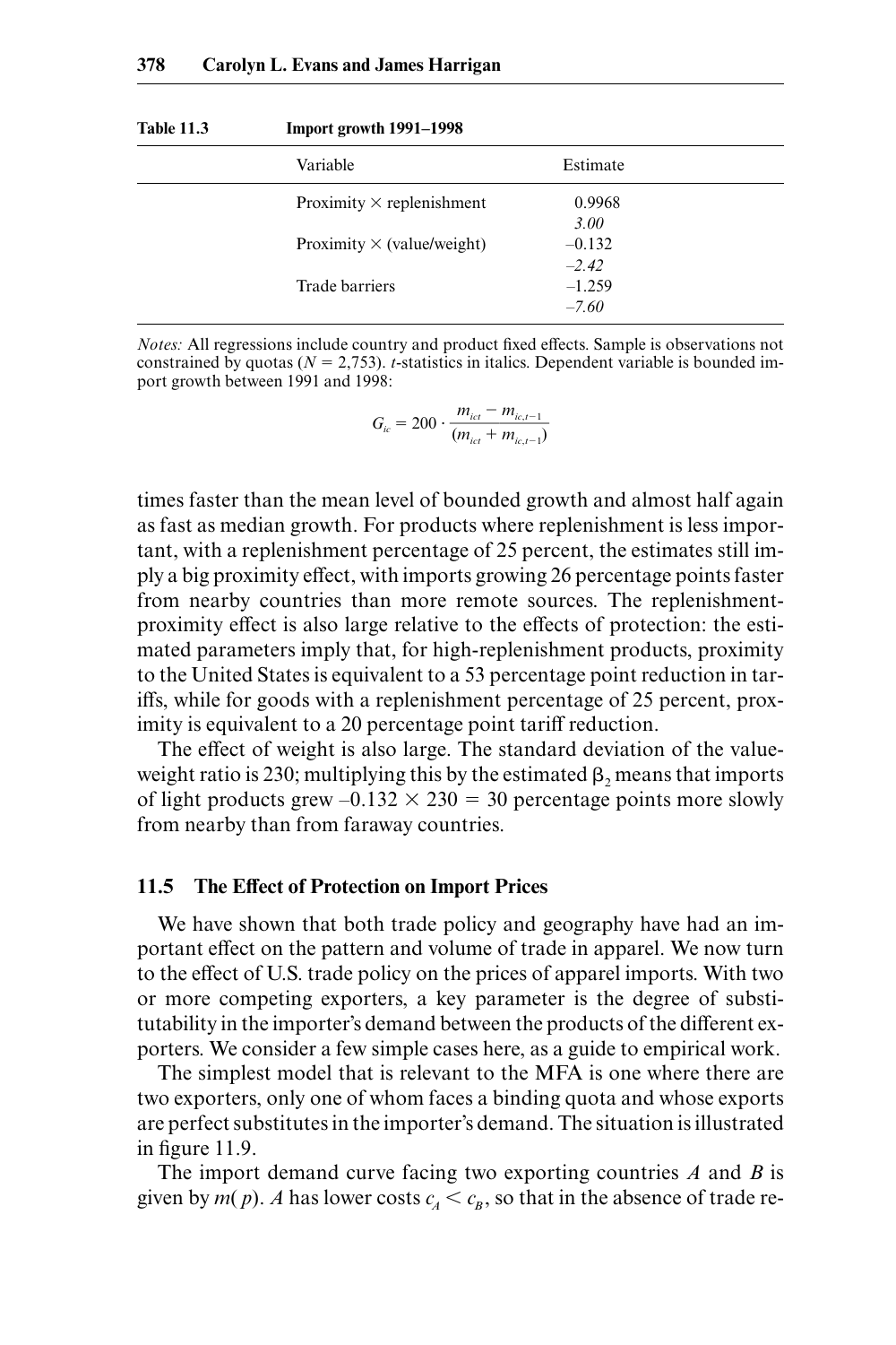**Table 11.3 Import growth 1991–1998**

| Variable | Estimate |
|---|---|
| Proximity × replenishment | 0.9968 |
| | *3.00* |
| Proximity × (value/weight) | –0.132 |
| | *–2.42* |
| Trade barriers | –1.259 |
| | *–7.60* |

*Notes:* All regressions include country and product fixed effects. Sample is observations not constrained by quotas ($N = 2{,}753$). *t*-statistics in italics. Dependent variable is bounded import growth between 1991 and 1998:

$$G_{ic} = 200 \cdot \frac{m_{ict} - m_{ic,t-1}}{(m_{ict} + m_{ic,t-1})}$$

times faster than the mean level of bounded growth and almost half again as fast as median growth. For products where replenishment is less important, with a replenishment percentage of 25 percent, the estimates still imply a big proximity effect, with imports growing 26 percentage points faster from nearby countries than more remote sources. The replenishment-proximity effect is also large relative to the effects of protection: the estimated parameters imply that, for high-replenishment products, proximity to the United States is equivalent to a 53 percentage point reduction in tariffs, while for goods with a replenishment percentage of 25 percent, proximity is equivalent to a 20 percentage point tariff reduction.

The effect of weight is also large. The standard deviation of the value-weight ratio is 230; multiplying this by the estimated $\beta_2$ means that imports of light products grew $-0.132 \times 230 = 30$ percentage points more slowly from nearby than from faraway countries.

## 11.5 The Effect of Protection on Import Prices

We have shown that both trade policy and geography have had an important effect on the pattern and volume of trade in apparel. We now turn to the effect of U.S. trade policy on the prices of apparel imports. With two or more competing exporters, a key parameter is the degree of substitutability in the importer's demand between the products of the different exporters. We consider a few simple cases here, as a guide to empirical work.

The simplest model that is relevant to the MFA is one where there are two exporters, only one of whom faces a binding quota and whose exports are perfect substitutes in the importer's demand. The situation is illustrated in figure 11.9.

The import demand curve facing two exporting countries $A$ and $B$ is given by $m(p)$. $A$ has lower costs $c_A < c_B$, so that in the absence of trade re-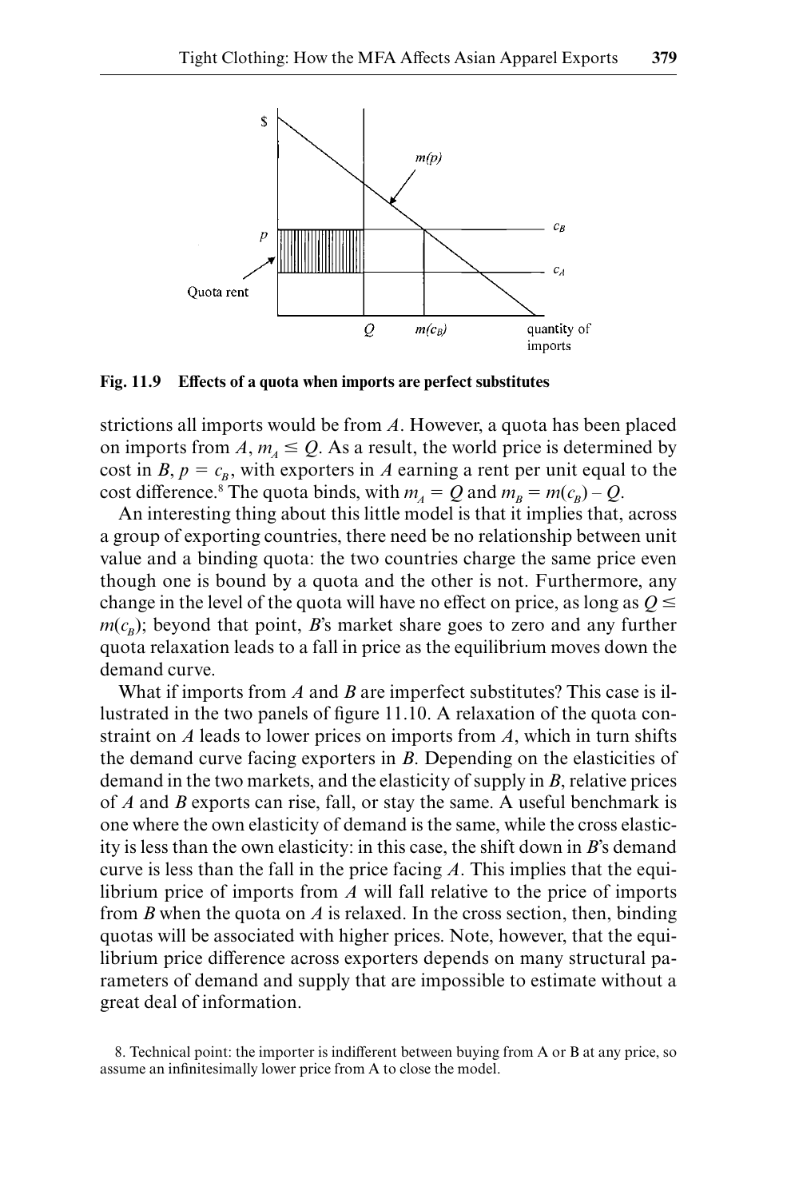$

m(p)

p

Quota rent

$c_B$

$c_A$

Q

$m(c_B)$

quantity of imports

**Fig. 11.9 Effects of a quota when imports are perfect substitutes**

strictions all imports would be from $A$. However, a quota has been placed on imports from $A$, $m_A \leq Q$. As a result, the world price is determined by cost in $B$, $p = c_B$, with exporters in $A$ earning a rent per unit equal to the cost difference.[8] The quota binds, with $m_A = Q$ and $m_B = m(c_B) - Q$.

An interesting thing about this little model is that it implies that, across a group of exporting countries, there need be no relationship between unit value and a binding quota: the two countries charge the same price even though one is bound by a quota and the other is not. Furthermore, any change in the level of the quota will have no effect on price, as long as $Q \leq m(c_B)$; beyond that point, $B$'s market share goes to zero and any further quota relaxation leads to a fall in price as the equilibrium moves down the demand curve.

What if imports from $A$ and $B$ are imperfect substitutes? This case is illustrated in the two panels of figure 11.10. A relaxation of the quota constraint on $A$ leads to lower prices on imports from $A$, which in turn shifts the demand curve facing exporters in $B$. Depending on the elasticities of demand in the two markets, and the elasticity of supply in $B$, relative prices of $A$ and $B$ exports can rise, fall, or stay the same. A useful benchmark is one where the own elasticity of demand is the same, while the cross elasticity is less than the own elasticity: in this case, the shift down in $B$'s demand curve is less than the fall in the price facing $A$. This implies that the equilibrium price of imports from $A$ will fall relative to the price of imports from $B$ when the quota on $A$ is relaxed. In the cross section, then, binding quotas will be associated with higher prices. Note, however, that the equilibrium price difference across exporters depends on many structural parameters of demand and supply that are impossible to estimate without a great deal of information.

8. Technical point: the importer is indifferent between buying from A or B at any price, so assume an infinitesimally lower price from A to close the model.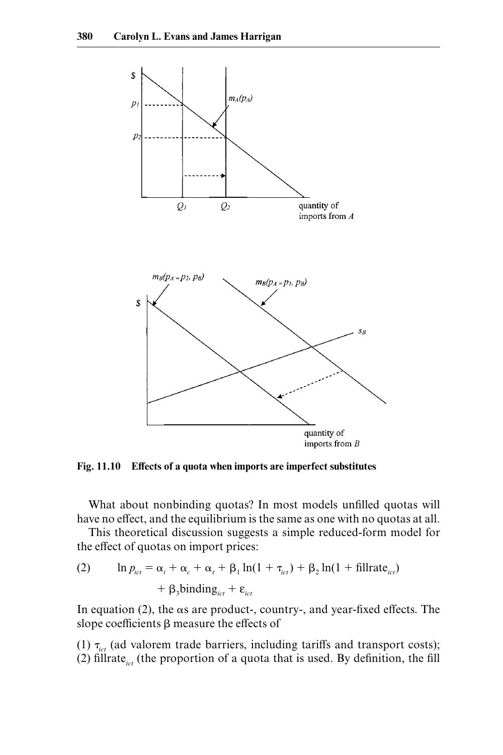Fig. 11.10 **Effects of a quota when imports are imperfect substitutes**

What about nonbinding quotas? In most models unfilled quotas will have no effect, and the equilibrium is the same as one with no quotas at all.

This theoretical discussion suggests a simple reduced-form model for the effect of quotas on import prices:

$$\text{(2)} \qquad \ln p_{ict} = \alpha_i + \alpha_c + \alpha_t + \beta_1 \ln(1 + \tau_{ict}) + \beta_2 \ln(1 + \text{fillrate}_{ict}) + \beta_3 \text{binding}_{ict} + \varepsilon_{ict}$$

In equation (2), the αs are product-, country-, and year-fixed effects. The slope coefficients β measure the effects of

(1) $\tau_{ict}$ (ad valorem trade barriers, including tariffs and transport costs); (2) $\text{fillrate}_{ict}$ (the proportion of a quota that is used. By definition, the fill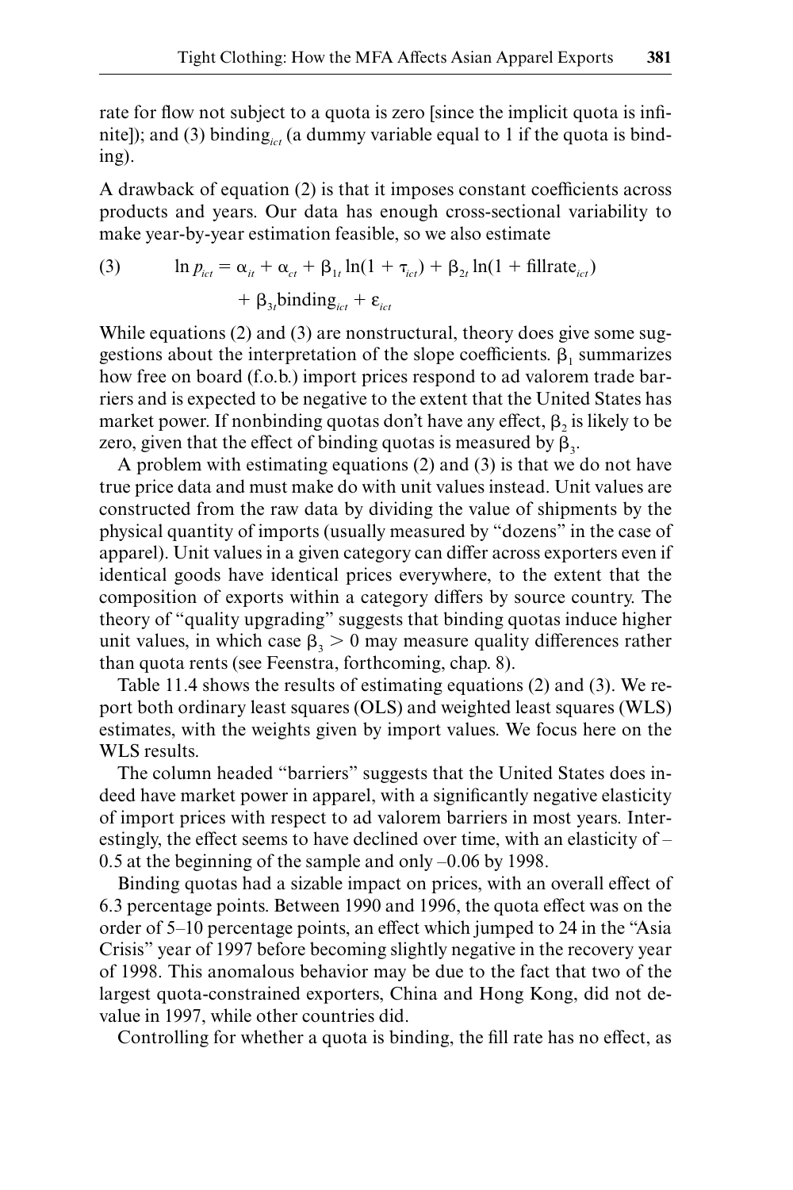rate for flow not subject to a quota is zero [since the implicit quota is infinite]); and (3) $\text{binding}_{ict}$ (a dummy variable equal to 1 if the quota is binding).

A drawback of equation (2) is that it imposes constant coefficients across products and years. Our data has enough cross-sectional variability to make year-by-year estimation feasible, so we also estimate

$$\ln p_{ict} = \alpha_{it} + \alpha_{ct} + \beta_{1t} \ln(1 + \tau_{ict}) + \beta_{2t} \ln(1 + \text{fillrate}_{ict}) + \beta_{3t}\text{binding}_{ict} + \varepsilon_{ict} \quad (3)$$

While equations (2) and (3) are nonstructural, theory does give some suggestions about the interpretation of the slope coefficients. $\beta_1$ summarizes how free on board (f.o.b.) import prices respond to ad valorem trade barriers and is expected to be negative to the extent that the United States has market power. If nonbinding quotas don't have any effect, $\beta_2$ is likely to be zero, given that the effect of binding quotas is measured by $\beta_3$.

A problem with estimating equations (2) and (3) is that we do not have true price data and must make do with unit values instead. Unit values are constructed from the raw data by dividing the value of shipments by the physical quantity of imports (usually measured by "dozens" in the case of apparel). Unit values in a given category can differ across exporters even if identical goods have identical prices everywhere, to the extent that the composition of exports within a category differs by source country. The theory of "quality upgrading" suggests that binding quotas induce higher unit values, in which case $\beta_3 > 0$ may measure quality differences rather than quota rents (see Feenstra, forthcoming, chap. 8).

Table 11.4 shows the results of estimating equations (2) and (3). We report both ordinary least squares (OLS) and weighted least squares (WLS) estimates, with the weights given by import values. We focus here on the WLS results.

The column headed "barriers" suggests that the United States does indeed have market power in apparel, with a significantly negative elasticity of import prices with respect to ad valorem barriers in most years. Interestingly, the effect seems to have declined over time, with an elasticity of –0.5 at the beginning of the sample and only –0.06 by 1998.

Binding quotas had a sizable impact on prices, with an overall effect of 6.3 percentage points. Between 1990 and 1996, the quota effect was on the order of 5–10 percentage points, an effect which jumped to 24 in the "Asia Crisis" year of 1997 before becoming slightly negative in the recovery year of 1998. This anomalous behavior may be due to the fact that two of the largest quota-constrained exporters, China and Hong Kong, did not devalue in 1997, while other countries did.

Controlling for whether a quota is binding, the fill rate has no effect, as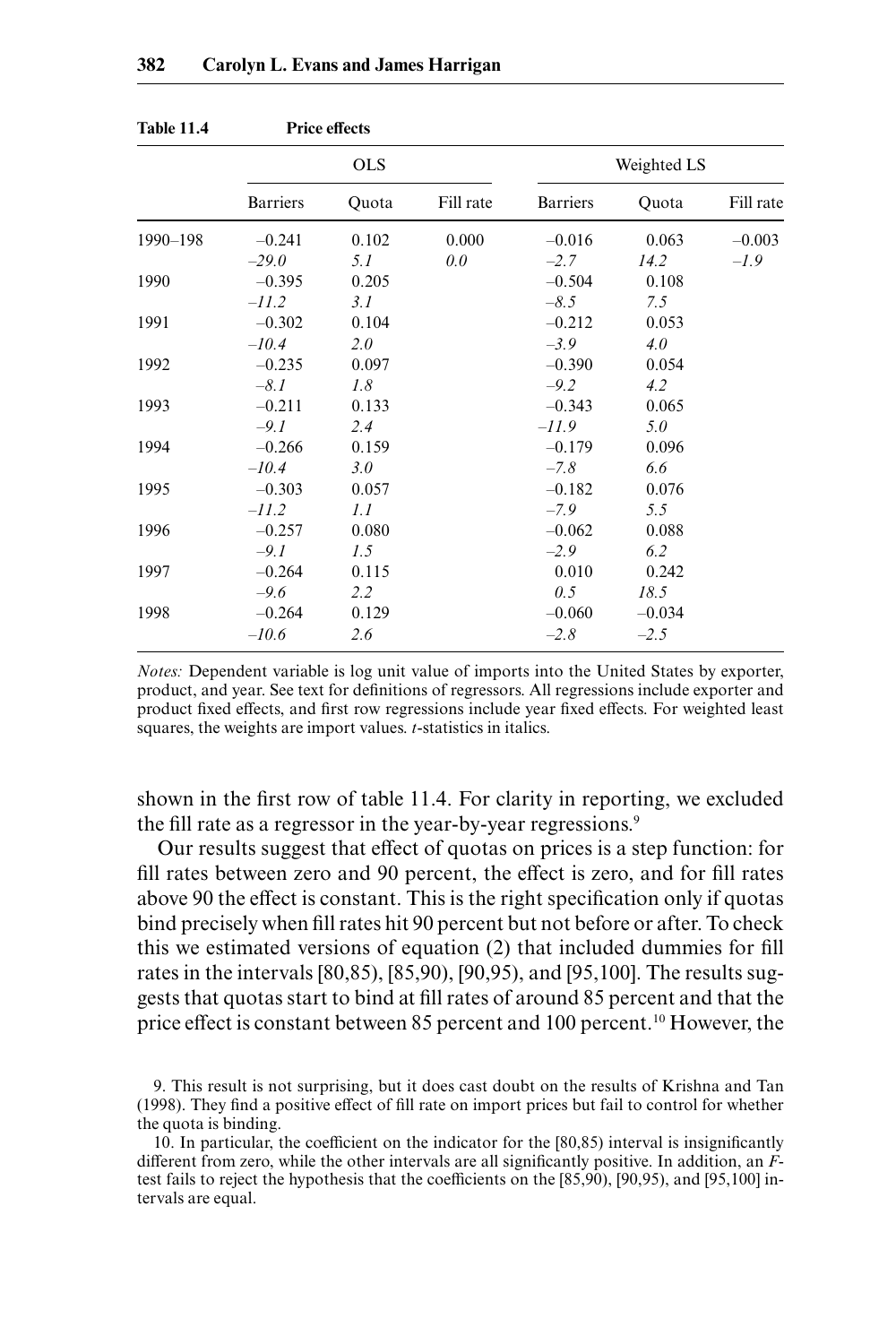**Table 11.4 Price effects**

| | OLS | | | Weighted LS | | |
|---|---|---|---|---|---|---|
| | Barriers | Quota | Fill rate | Barriers | Quota | Fill rate |
| 1990–198 | –0.241 | 0.102 | 0.000 | –0.016 | 0.063 | –0.003 |
| | *–29.0* | *5.1* | *0.0* | *–2.7* | *14.2* | *–1.9* |
| 1990 | –0.395 | 0.205 | | –0.504 | 0.108 | |
| | *–11.2* | *3.1* | | *–8.5* | *7.5* | |
| 1991 | –0.302 | 0.104 | | –0.212 | 0.053 | |
| | *–10.4* | *2.0* | | *–3.9* | *4.0* | |
| 1992 | –0.235 | 0.097 | | –0.390 | 0.054 | |
| | *–8.1* | *1.8* | | *–9.2* | *4.2* | |
| 1993 | –0.211 | 0.133 | | –0.343 | 0.065 | |
| | *–9.1* | *2.4* | | *–11.9* | *5.0* | |
| 1994 | –0.266 | 0.159 | | –0.179 | 0.096 | |
| | *–10.4* | *3.0* | | *–7.8* | *6.6* | |
| 1995 | –0.303 | 0.057 | | –0.182 | 0.076 | |
| | *–11.2* | *1.1* | | *–7.9* | *5.5* | |
| 1996 | –0.257 | 0.080 | | –0.062 | 0.088 | |
| | *–9.1* | *1.5* | | *–2.9* | *6.2* | |
| 1997 | –0.264 | 0.115 | | 0.010 | 0.242 | |
| | *–9.6* | *2.2* | | *0.5* | *18.5* | |
| 1998 | –0.264 | 0.129 | | –0.060 | –0.034 | |
| | *–10.6* | *2.6* | | *–2.8* | *–2.5* | |

*Notes:* Dependent variable is log unit value of imports into the United States by exporter, product, and year. See text for definitions of regressors. All regressions include exporter and product fixed effects, and first row regressions include year fixed effects. For weighted least squares, the weights are import values. *t*-statistics in italics.

shown in the first row of table 11.4. For clarity in reporting, we excluded the fill rate as a regressor in the year-by-year regressions.[9]

Our results suggest that effect of quotas on prices is a step function: for fill rates between zero and 90 percent, the effect is zero, and for fill rates above 90 the effect is constant. This is the right specification only if quotas bind precisely when fill rates hit 90 percent but not before or after. To check this we estimated versions of equation (2) that included dummies for fill rates in the intervals [80,85), [85,90), [90,95), and [95,100]. The results suggests that quotas start to bind at fill rates of around 85 percent and that the price effect is constant between 85 percent and 100 percent.[10] However, the

9. This result is not surprising, but it does cast doubt on the results of Krishna and Tan (1998). They find a positive effect of fill rate on import prices but fail to control for whether the quota is binding.

10. In particular, the coefficient on the indicator for the [80,85) interval is insignificantly different from zero, while the other intervals are all significantly positive. In addition, an *F*-test fails to reject the hypothesis that the coefficients on the [85,90), [90,95), and [95,100] intervals are equal.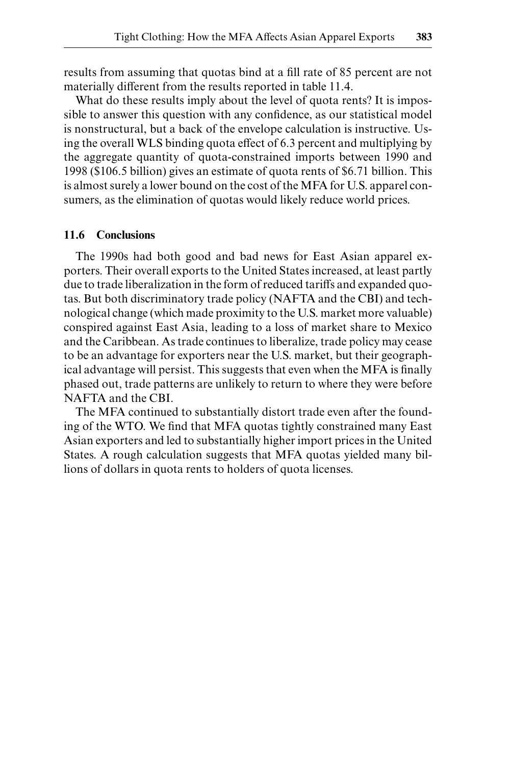results from assuming that quotas bind at a fill rate of 85 percent are not materially different from the results reported in table 11.4.

What do these results imply about the level of quota rents? It is impossible to answer this question with any confidence, as our statistical model is nonstructural, but a back of the envelope calculation is instructive. Using the overall WLS binding quota effect of 6.3 percent and multiplying by the aggregate quantity of quota-constrained imports between 1990 and 1998 ($106.5 billion) gives an estimate of quota rents of $6.71 billion. This is almost surely a lower bound on the cost of the MFA for U.S. apparel consumers, as the elimination of quotas would likely reduce world prices.

### 11.6 Conclusions

The 1990s had both good and bad news for East Asian apparel exporters. Their overall exports to the United States increased, at least partly due to trade liberalization in the form of reduced tariffs and expanded quotas. But both discriminatory trade policy (NAFTA and the CBI) and technological change (which made proximity to the U.S. market more valuable) conspired against East Asia, leading to a loss of market share to Mexico and the Caribbean. As trade continues to liberalize, trade policy may cease to be an advantage for exporters near the U.S. market, but their geographical advantage will persist. This suggests that even when the MFA is finally phased out, trade patterns are unlikely to return to where they were before NAFTA and the CBI.

The MFA continued to substantially distort trade even after the founding of the WTO. We find that MFA quotas tightly constrained many East Asian exporters and led to substantially higher import prices in the United States. A rough calculation suggests that MFA quotas yielded many billions of dollars in quota rents to holders of quota licenses.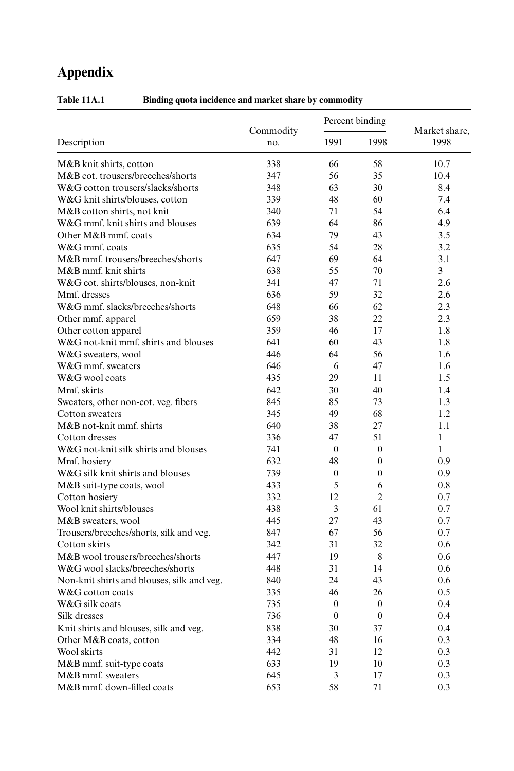# Appendix

**Table 11A.1 Binding quota incidence and market share by commodity**

| Description | Commodity no. | Percent binding 1991 | Percent binding 1998 | Market share, 1998 |
|---|---|---|---|---|
| M&B knit shirts, cotton | 338 | 66 | 58 | 10.7 |
| M&B cot. trousers/breeches/shorts | 347 | 56 | 35 | 10.4 |
| W&G cotton trousers/slacks/shorts | 348 | 63 | 30 | 8.4 |
| W&G knit shirts/blouses, cotton | 339 | 48 | 60 | 7.4 |
| M&B cotton shirts, not knit | 340 | 71 | 54 | 6.4 |
| W&G mmf. knit shirts and blouses | 639 | 64 | 86 | 4.9 |
| Other M&B mmf. coats | 634 | 79 | 43 | 3.5 |
| W&G mmf. coats | 635 | 54 | 28 | 3.2 |
| M&B mmf. trousers/breeches/shorts | 647 | 69 | 64 | 3.1 |
| M&B mmf. knit shirts | 638 | 55 | 70 | 3 |
| W&G cot. shirts/blouses, non-knit | 341 | 47 | 71 | 2.6 |
| Mmf. dresses | 636 | 59 | 32 | 2.6 |
| W&G mmf. slacks/breeches/shorts | 648 | 66 | 62 | 2.3 |
| Other mmf. apparel | 659 | 38 | 22 | 2.3 |
| Other cotton apparel | 359 | 46 | 17 | 1.8 |
| W&G not-knit mmf. shirts and blouses | 641 | 60 | 43 | 1.8 |
| W&G sweaters, wool | 446 | 64 | 56 | 1.6 |
| W&G mmf. sweaters | 646 | 6 | 47 | 1.6 |
| W&G wool coats | 435 | 29 | 11 | 1.5 |
| Mmf. skirts | 642 | 30 | 40 | 1.4 |
| Sweaters, other non-cot. veg. fibers | 845 | 85 | 73 | 1.3 |
| Cotton sweaters | 345 | 49 | 68 | 1.2 |
| M&B not-knit mmf. shirts | 640 | 38 | 27 | 1.1 |
| Cotton dresses | 336 | 47 | 51 | 1 |
| W&G not-knit silk shirts and blouses | 741 | 0 | 0 | 1 |
| Mmf. hosiery | 632 | 48 | 0 | 0.9 |
| W&G silk knit shirts and blouses | 739 | 0 | 0 | 0.9 |
| M&B suit-type coats, wool | 433 | 5 | 6 | 0.8 |
| Cotton hosiery | 332 | 12 | 2 | 0.7 |
| Wool knit shirts/blouses | 438 | 3 | 61 | 0.7 |
| M&B sweaters, wool | 445 | 27 | 43 | 0.7 |
| Trousers/breeches/shorts, silk and veg. | 847 | 67 | 56 | 0.7 |
| Cotton skirts | 342 | 31 | 32 | 0.6 |
| M&B wool trousers/breeches/shorts | 447 | 19 | 8 | 0.6 |
| W&G wool slacks/breeches/shorts | 448 | 31 | 14 | 0.6 |
| Non-knit shirts and blouses, silk and veg. | 840 | 24 | 43 | 0.6 |
| W&G cotton coats | 335 | 46 | 26 | 0.5 |
| W&G silk coats | 735 | 0 | 0 | 0.4 |
| Silk dresses | 736 | 0 | 0 | 0.4 |
| Knit shirts and blouses, silk and veg. | 838 | 30 | 37 | 0.4 |
| Other M&B coats, cotton | 334 | 48 | 16 | 0.3 |
| Wool skirts | 442 | 31 | 12 | 0.3 |
| M&B mmf. suit-type coats | 633 | 19 | 10 | 0.3 |
| M&B mmf. sweaters | 645 | 3 | 17 | 0.3 |
| M&B mmf. down-filled coats | 653 | 58 | 71 | 0.3 |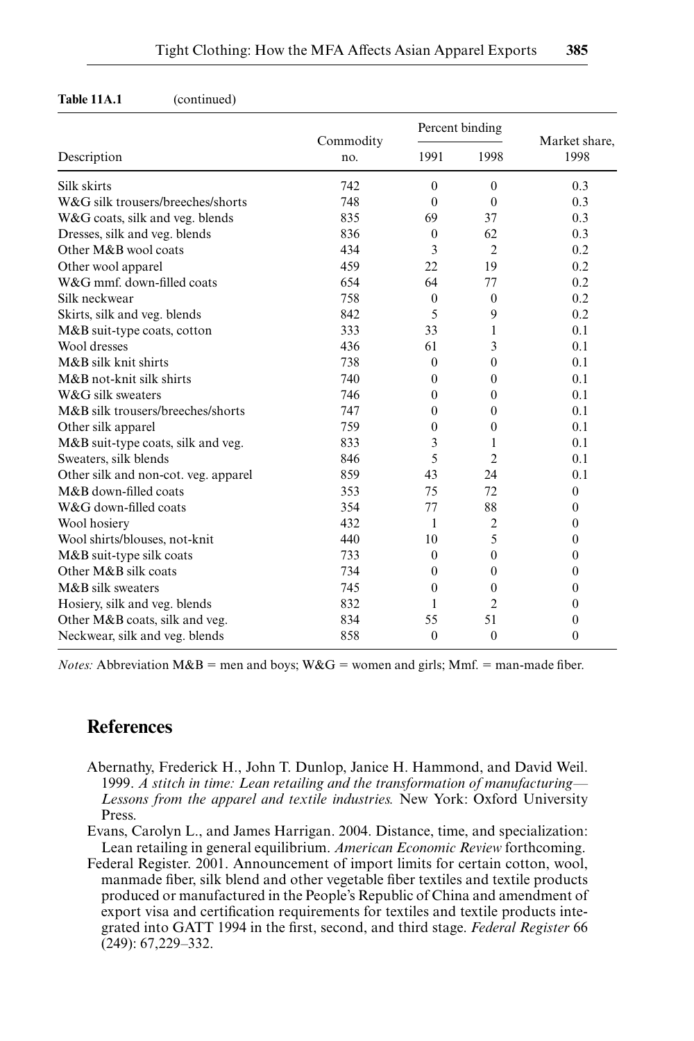**Table 11A.1** (continued)

| Description | Commodity no. | Percent binding | | Market share, 1998 |
|---|---|---|---|---|
| | | 1991 | 1998 | |
| Silk skirts | 742 | 0 | 0 | 0.3 |
| W&G silk trousers/breeches/shorts | 748 | 0 | 0 | 0.3 |
| W&G coats, silk and veg. blends | 835 | 69 | 37 | 0.3 |
| Dresses, silk and veg. blends | 836 | 0 | 62 | 0.3 |
| Other M&B wool coats | 434 | 3 | 2 | 0.2 |
| Other wool apparel | 459 | 22 | 19 | 0.2 |
| W&G mmf. down-filled coats | 654 | 64 | 77 | 0.2 |
| Silk neckwear | 758 | 0 | 0 | 0.2 |
| Skirts, silk and veg. blends | 842 | 5 | 9 | 0.2 |
| M&B suit-type coats, cotton | 333 | 33 | 1 | 0.1 |
| Wool dresses | 436 | 61 | 3 | 0.1 |
| M&B silk knit shirts | 738 | 0 | 0 | 0.1 |
| M&B not-knit silk shirts | 740 | 0 | 0 | 0.1 |
| W&G silk sweaters | 746 | 0 | 0 | 0.1 |
| M&B silk trousers/breeches/shorts | 747 | 0 | 0 | 0.1 |
| Other silk apparel | 759 | 0 | 0 | 0.1 |
| M&B suit-type coats, silk and veg. | 833 | 3 | 1 | 0.1 |
| Sweaters, silk blends | 846 | 5 | 2 | 0.1 |
| Other silk and non-cot. veg. apparel | 859 | 43 | 24 | 0.1 |
| M&B down-filled coats | 353 | 75 | 72 | 0 |
| W&G down-filled coats | 354 | 77 | 88 | 0 |
| Wool hosiery | 432 | 1 | 2 | 0 |
| Wool shirts/blouses, not-knit | 440 | 10 | 5 | 0 |
| M&B suit-type silk coats | 733 | 0 | 0 | 0 |
| Other M&B silk coats | 734 | 0 | 0 | 0 |
| M&B silk sweaters | 745 | 0 | 0 | 0 |
| Hosiery, silk and veg. blends | 832 | 1 | 2 | 0 |
| Other M&B coats, silk and veg. | 834 | 55 | 51 | 0 |
| Neckwear, silk and veg. blends | 858 | 0 | 0 | 0 |

*Notes:* Abbreviation M&B = men and boys; W&G = women and girls; Mmf. = man-made fiber.

## References

Abernathy, Frederick H., John T. Dunlop, Janice H. Hammond, and David Weil. 1999. *A stitch in time: Lean retailing and the transformation of manufacturing—Lessons from the apparel and textile industries.* New York: Oxford University Press.

Evans, Carolyn L., and James Harrigan. 2004. Distance, time, and specialization: Lean retailing in general equilibrium. *American Economic Review* forthcoming.

Federal Register. 2001. Announcement of import limits for certain cotton, wool, manmade fiber, silk blend and other vegetable fiber textiles and textile products produced or manufactured in the People's Republic of China and amendment of export visa and certification requirements for textiles and textile products integrated into GATT 1994 in the first, second, and third stage. *Federal Register* 66 (249): 67,229–332.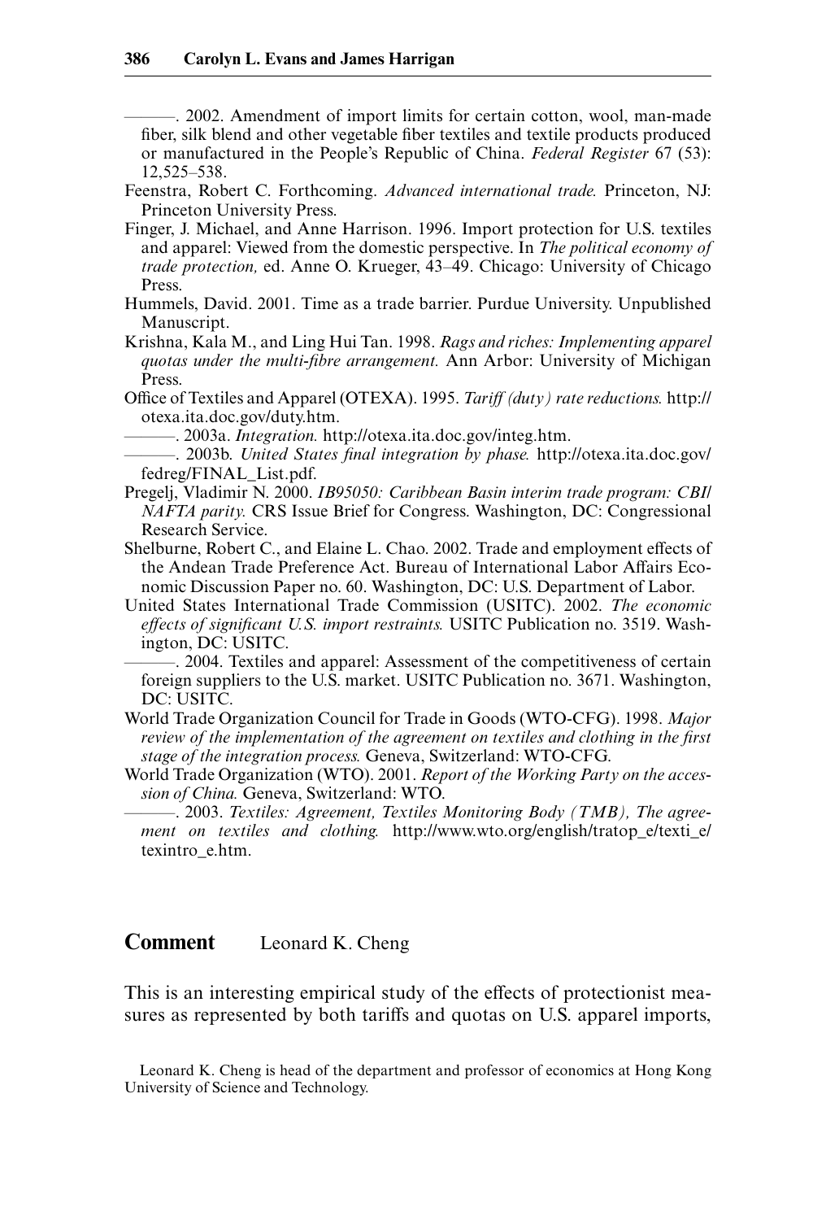———. 2002. Amendment of import limits for certain cotton, wool, man-made fiber, silk blend and other vegetable fiber textiles and textile products produced or manufactured in the People's Republic of China. *Federal Register* 67 (53): 12,525–538.

Feenstra, Robert C. Forthcoming. *Advanced international trade.* Princeton, NJ: Princeton University Press.

Finger, J. Michael, and Anne Harrison. 1996. Import protection for U.S. textiles and apparel: Viewed from the domestic perspective. In *The political economy of trade protection,* ed. Anne O. Krueger, 43–49. Chicago: University of Chicago Press.

Hummels, David. 2001. Time as a trade barrier. Purdue University. Unpublished Manuscript.

Krishna, Kala M., and Ling Hui Tan. 1998. *Rags and riches: Implementing apparel quotas under the multi-fibre arrangement.* Ann Arbor: University of Michigan Press.

Office of Textiles and Apparel (OTEXA). 1995. *Tariff (duty) rate reductions.* http://otexa.ita.doc.gov/duty.htm.

———. 2003a. *Integration.* http://otexa.ita.doc.gov/integ.htm.

———. 2003b. *United States final integration by phase.* http://otexa.ita.doc.gov/fedreg/FINAL_List.pdf.

Pregelj, Vladimir N. 2000. *IB95050: Caribbean Basin interim trade program: CBI/NAFTA parity.* CRS Issue Brief for Congress. Washington, DC: Congressional Research Service.

Shelburne, Robert C., and Elaine L. Chao. 2002. Trade and employment effects of the Andean Trade Preference Act. Bureau of International Labor Affairs Economic Discussion Paper no. 60. Washington, DC: U.S. Department of Labor.

United States International Trade Commission (USITC). 2002. *The economic effects of significant U.S. import restraints.* USITC Publication no. 3519. Washington, DC: USITC.

———. 2004. Textiles and apparel: Assessment of the competitiveness of certain foreign suppliers to the U.S. market. USITC Publication no. 3671. Washington, DC: USITC.

World Trade Organization Council for Trade in Goods (WTO-CFG). 1998. *Major review of the implementation of the agreement on textiles and clothing in the first stage of the integration process.* Geneva, Switzerland: WTO-CFG.

World Trade Organization (WTO). 2001. *Report of the Working Party on the accession of China.* Geneva, Switzerland: WTO.

———. 2003. *Textiles: Agreement, Textiles Monitoring Body (TMB), The agreement on textiles and clothing.* http://www.wto.org/english/tratop_e/texti_e/texintro_e.htm.

## Comment Leonard K. Cheng

This is an interesting empirical study of the effects of protectionist measures as represented by both tariffs and quotas on U.S. apparel imports,

Leonard K. Cheng is head of the department and professor of economics at Hong Kong University of Science and Technology.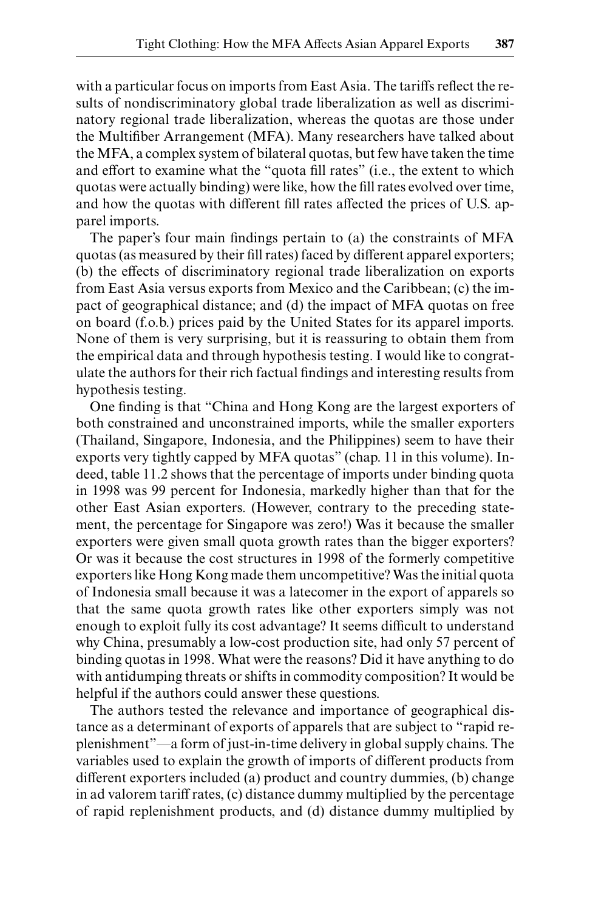with a particular focus on imports from East Asia. The tariffs reflect the results of nondiscriminatory global trade liberalization as well as discriminatory regional trade liberalization, whereas the quotas are those under the Multifiber Arrangement (MFA). Many researchers have talked about the MFA, a complex system of bilateral quotas, but few have taken the time and effort to examine what the "quota fill rates" (i.e., the extent to which quotas were actually binding) were like, how the fill rates evolved over time, and how the quotas with different fill rates affected the prices of U.S. apparel imports.

The paper's four main findings pertain to (a) the constraints of MFA quotas (as measured by their fill rates) faced by different apparel exporters; (b) the effects of discriminatory regional trade liberalization on exports from East Asia versus exports from Mexico and the Caribbean; (c) the impact of geographical distance; and (d) the impact of MFA quotas on free on board (f.o.b.) prices paid by the United States for its apparel imports. None of them is very surprising, but it is reassuring to obtain them from the empirical data and through hypothesis testing. I would like to congratulate the authors for their rich factual findings and interesting results from hypothesis testing.

One finding is that "China and Hong Kong are the largest exporters of both constrained and unconstrained imports, while the smaller exporters (Thailand, Singapore, Indonesia, and the Philippines) seem to have their exports very tightly capped by MFA quotas" (chap. 11 in this volume). Indeed, table 11.2 shows that the percentage of imports under binding quota in 1998 was 99 percent for Indonesia, markedly higher than that for the other East Asian exporters. (However, contrary to the preceding statement, the percentage for Singapore was zero!) Was it because the smaller exporters were given small quota growth rates than the bigger exporters? Or was it because the cost structures in 1998 of the formerly competitive exporters like Hong Kong made them uncompetitive? Was the initial quota of Indonesia small because it was a latecomer in the export of apparels so that the same quota growth rates like other exporters simply was not enough to exploit fully its cost advantage? It seems difficult to understand why China, presumably a low-cost production site, had only 57 percent of binding quotas in 1998. What were the reasons? Did it have anything to do with antidumping threats or shifts in commodity composition? It would be helpful if the authors could answer these questions.

The authors tested the relevance and importance of geographical distance as a determinant of exports of apparels that are subject to "rapid replenishment"—a form of just-in-time delivery in global supply chains. The variables used to explain the growth of imports of different products from different exporters included (a) product and country dummies, (b) change in ad valorem tariff rates, (c) distance dummy multiplied by the percentage of rapid replenishment products, and (d) distance dummy multiplied by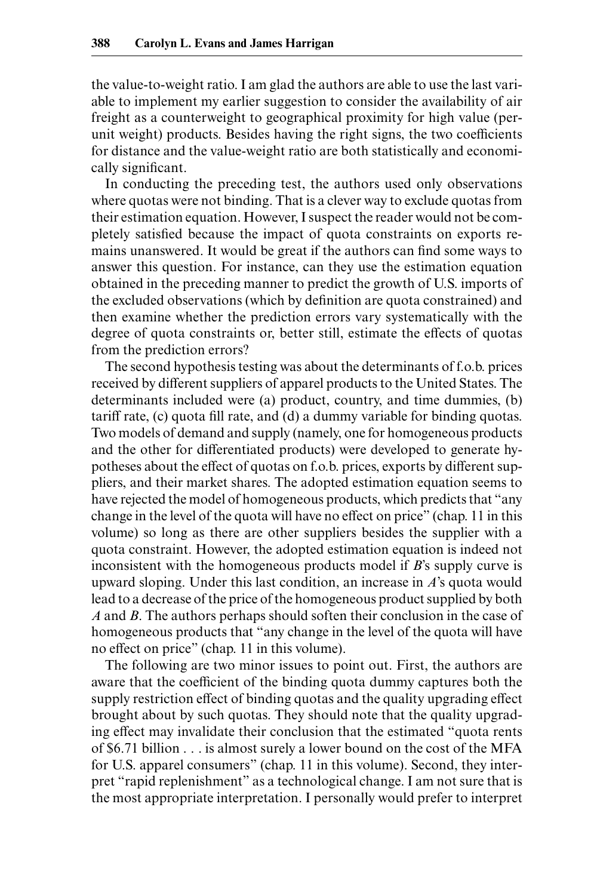the value-to-weight ratio. I am glad the authors are able to use the last variable to implement my earlier suggestion to consider the availability of air freight as a counterweight to geographical proximity for high value (per-unit weight) products. Besides having the right signs, the two coefficients for distance and the value-weight ratio are both statistically and economically significant.

In conducting the preceding test, the authors used only observations where quotas were not binding. That is a clever way to exclude quotas from their estimation equation. However, I suspect the reader would not be completely satisfied because the impact of quota constraints on exports remains unanswered. It would be great if the authors can find some ways to answer this question. For instance, can they use the estimation equation obtained in the preceding manner to predict the growth of U.S. imports of the excluded observations (which by definition are quota constrained) and then examine whether the prediction errors vary systematically with the degree of quota constraints or, better still, estimate the effects of quotas from the prediction errors?

The second hypothesis testing was about the determinants of f.o.b. prices received by different suppliers of apparel products to the United States. The determinants included were (a) product, country, and time dummies, (b) tariff rate, (c) quota fill rate, and (d) a dummy variable for binding quotas. Two models of demand and supply (namely, one for homogeneous products and the other for differentiated products) were developed to generate hypotheses about the effect of quotas on f.o.b. prices, exports by different suppliers, and their market shares. The adopted estimation equation seems to have rejected the model of homogeneous products, which predicts that "any change in the level of the quota will have no effect on price" (chap. 11 in this volume) so long as there are other suppliers besides the supplier with a quota constraint. However, the adopted estimation equation is indeed not inconsistent with the homogeneous products model if *B*'s supply curve is upward sloping. Under this last condition, an increase in *A*'s quota would lead to a decrease of the price of the homogeneous product supplied by both *A* and *B*. The authors perhaps should soften their conclusion in the case of homogeneous products that "any change in the level of the quota will have no effect on price" (chap. 11 in this volume).

The following are two minor issues to point out. First, the authors are aware that the coefficient of the binding quota dummy captures both the supply restriction effect of binding quotas and the quality upgrading effect brought about by such quotas. They should note that the quality upgrading effect may invalidate their conclusion that the estimated "quota rents of $6.71 billion . . . is almost surely a lower bound on the cost of the MFA for U.S. apparel consumers" (chap. 11 in this volume). Second, they interpret "rapid replenishment" as a technological change. I am not sure that is the most appropriate interpretation. I personally would prefer to interpret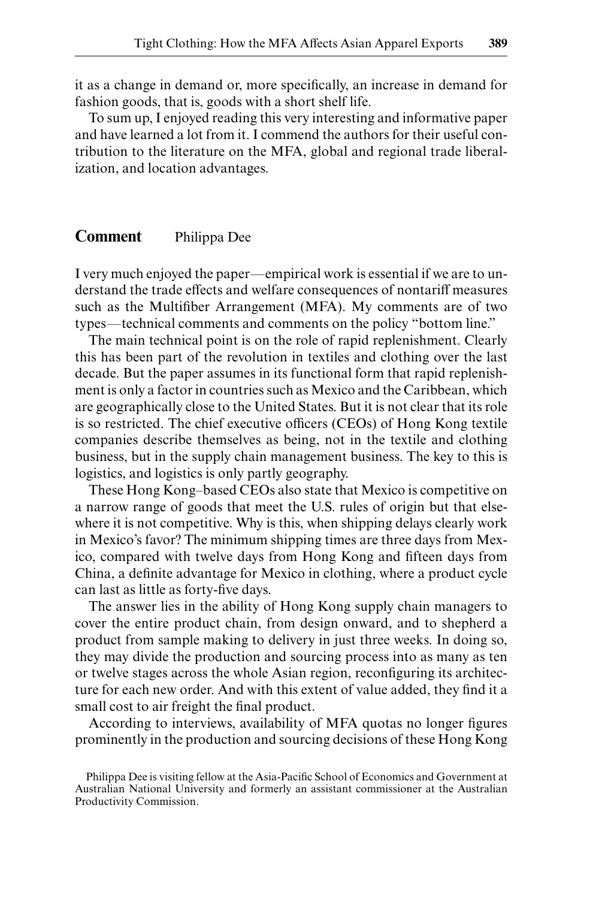it as a change in demand or, more specifically, an increase in demand for fashion goods, that is, goods with a short shelf life.

To sum up, I enjoyed reading this very interesting and informative paper and have learned a lot from it. I commend the authors for their useful contribution to the literature on the MFA, global and regional trade liberalization, and location advantages.

## Comment Philippa Dee

I very much enjoyed the paper—empirical work is essential if we are to understand the trade effects and welfare consequences of nontariff measures such as the Multifiber Arrangement (MFA). My comments are of two types—technical comments and comments on the policy "bottom line."

The main technical point is on the role of rapid replenishment. Clearly this has been part of the revolution in textiles and clothing over the last decade. But the paper assumes in its functional form that rapid replenishment is only a factor in countries such as Mexico and the Caribbean, which are geographically close to the United States. But it is not clear that its role is so restricted. The chief executive officers (CEOs) of Hong Kong textile companies describe themselves as being, not in the textile and clothing business, but in the supply chain management business. The key to this is logistics, and logistics is only partly geography.

These Hong Kong–based CEOs also state that Mexico is competitive on a narrow range of goods that meet the U.S. rules of origin but that elsewhere it is not competitive. Why is this, when shipping delays clearly work in Mexico's favor? The minimum shipping times are three days from Mexico, compared with twelve days from Hong Kong and fifteen days from China, a definite advantage for Mexico in clothing, where a product cycle can last as little as forty-five days.

The answer lies in the ability of Hong Kong supply chain managers to cover the entire product chain, from design onward, and to shepherd a product from sample making to delivery in just three weeks. In doing so, they may divide the production and sourcing process into as many as ten or twelve stages across the whole Asian region, reconfiguring its architecture for each new order. And with this extent of value added, they find it a small cost to air freight the final product.

According to interviews, availability of MFA quotas no longer figures prominently in the production and sourcing decisions of these Hong Kong

Philippa Dee is visiting fellow at the Asia-Pacific School of Economics and Government at Australian National University and formerly an assistant commissioner at the Australian Productivity Commission.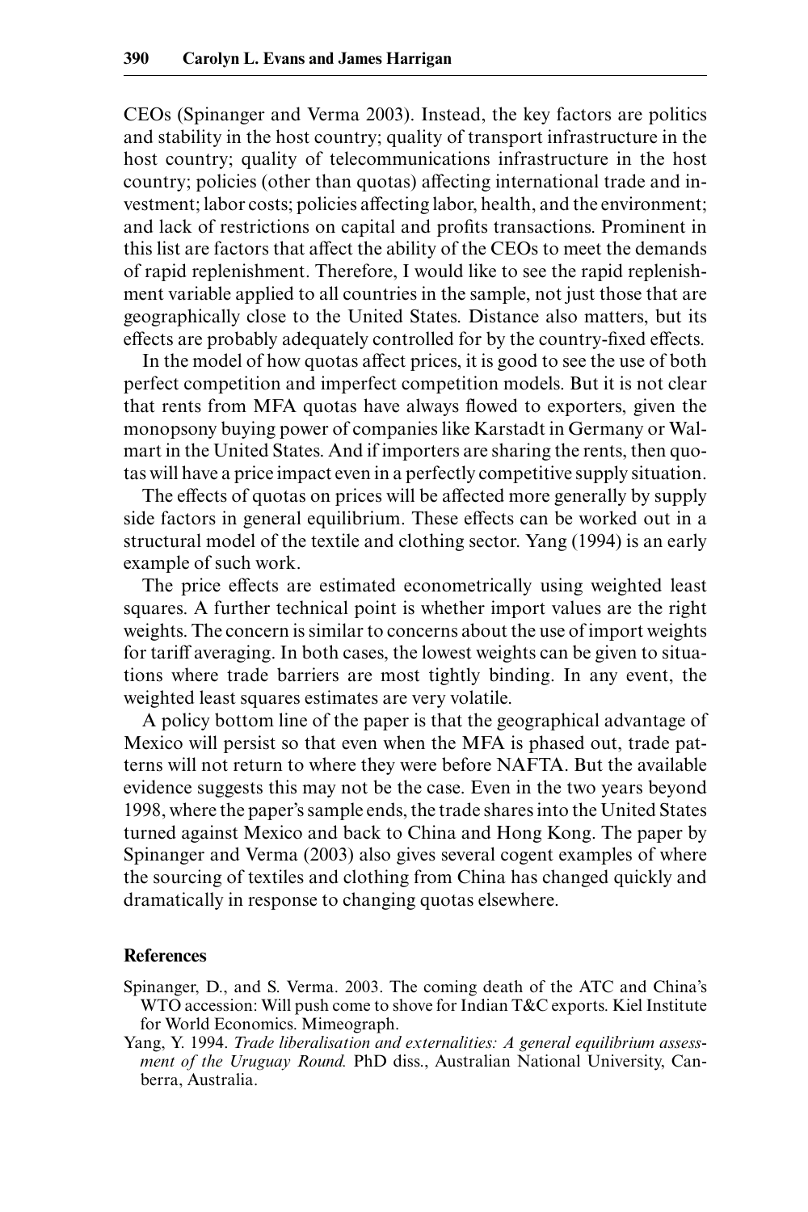CEOs (Spinanger and Verma 2003). Instead, the key factors are politics and stability in the host country; quality of transport infrastructure in the host country; quality of telecommunications infrastructure in the host country; policies (other than quotas) affecting international trade and investment; labor costs; policies affecting labor, health, and the environment; and lack of restrictions on capital and profits transactions. Prominent in this list are factors that affect the ability of the CEOs to meet the demands of rapid replenishment. Therefore, I would like to see the rapid replenishment variable applied to all countries in the sample, not just those that are geographically close to the United States. Distance also matters, but its effects are probably adequately controlled for by the country-fixed effects.

In the model of how quotas affect prices, it is good to see the use of both perfect competition and imperfect competition models. But it is not clear that rents from MFA quotas have always flowed to exporters, given the monopsony buying power of companies like Karstadt in Germany or Walmart in the United States. And if importers are sharing the rents, then quotas will have a price impact even in a perfectly competitive supply situation.

The effects of quotas on prices will be affected more generally by supply side factors in general equilibrium. These effects can be worked out in a structural model of the textile and clothing sector. Yang (1994) is an early example of such work.

The price effects are estimated econometrically using weighted least squares. A further technical point is whether import values are the right weights. The concern is similar to concerns about the use of import weights for tariff averaging. In both cases, the lowest weights can be given to situations where trade barriers are most tightly binding. In any event, the weighted least squares estimates are very volatile.

A policy bottom line of the paper is that the geographical advantage of Mexico will persist so that even when the MFA is phased out, trade patterns will not return to where they were before NAFTA. But the available evidence suggests this may not be the case. Even in the two years beyond 1998, where the paper's sample ends, the trade shares into the United States turned against Mexico and back to China and Hong Kong. The paper by Spinanger and Verma (2003) also gives several cogent examples of where the sourcing of textiles and clothing from China has changed quickly and dramatically in response to changing quotas elsewhere.

## References

Spinanger, D., and S. Verma. 2003. The coming death of the ATC and China's WTO accession: Will push come to shove for Indian T&C exports. Kiel Institute for World Economics. Mimeograph.

Yang, Y. 1994. *Trade liberalisation and externalities: A general equilibrium assessment of the Uruguay Round.* PhD diss., Australian National University, Canberra, Australia.